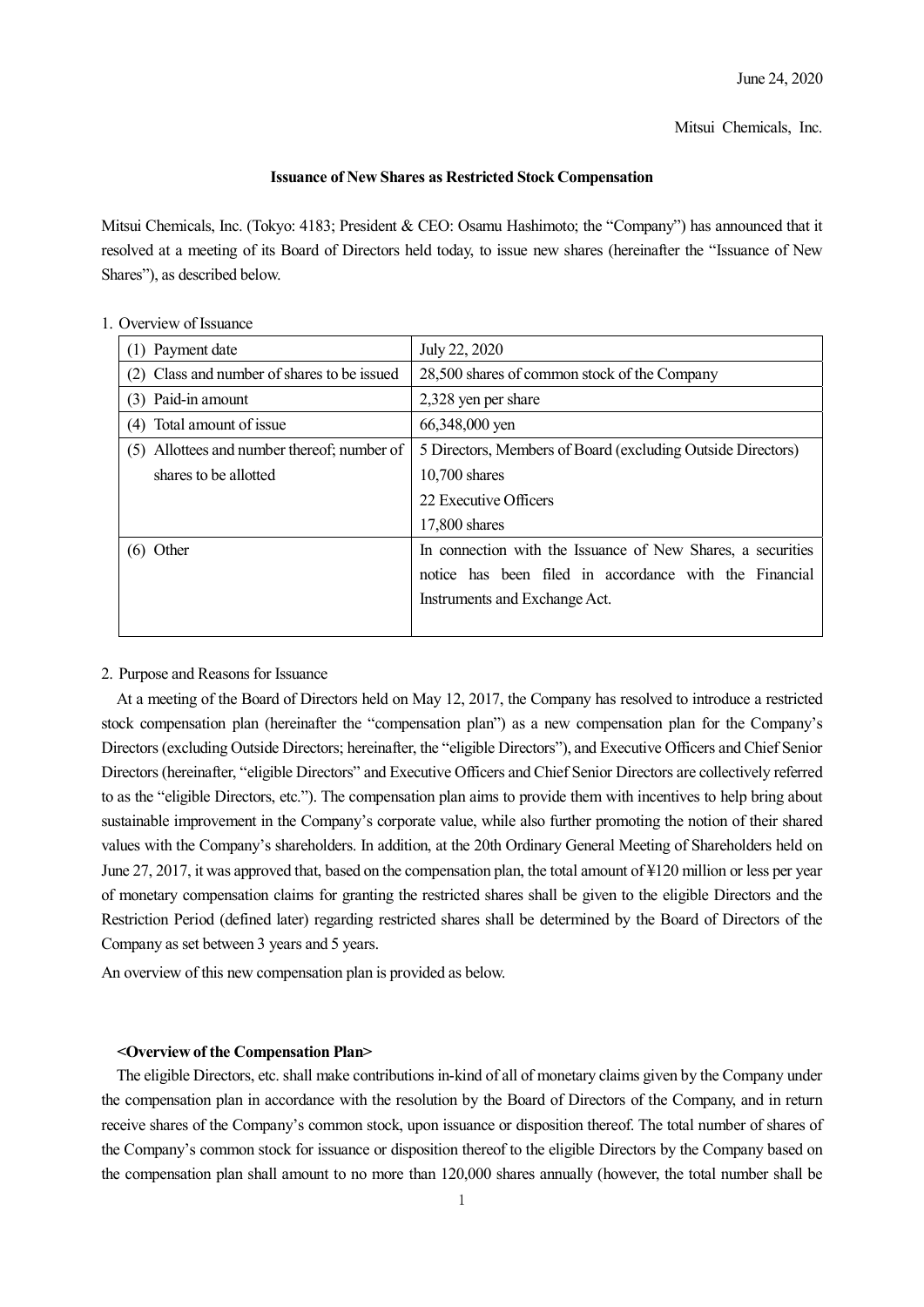June 24, 2020

Mitsui Chemicals, Inc.

**Issuance of New Shares as Restricted Stock Compensation**

Mitsui Chemicals, Inc. (Tokyo: 4183; President & CEO: Osamu Hashimoto; the "Company") has announced that it resolved at a meeting of its Board of Directors held today, to issue new shares (hereinafter the "Issuance of New Shares"), as described below.

1. Overview of Issuance

| | |
|---|---|
| (1) Payment date | July 22, 2020 |
| (2) Class and number of shares to be issued | 28,500 shares of common stock of the Company |
| (3) Paid-in amount | 2,328 yen per share |
| (4) Total amount of issue | 66,348,000 yen |
| (5) Allottees and number thereof; number of shares to be allotted | 5 Directors, Members of Board (excluding Outside Directors)<br>10,700 shares<br>22 Executive Officers<br>17,800 shares |
| (6) Other | In connection with the Issuance of New Shares, a securities notice has been filed in accordance with the Financial Instruments and Exchange Act. |

2. Purpose and Reasons for Issuance

At a meeting of the Board of Directors held on May 12, 2017, the Company has resolved to introduce a restricted stock compensation plan (hereinafter the "compensation plan") as a new compensation plan for the Company's Directors (excluding Outside Directors; hereinafter, the "eligible Directors"), and Executive Officers and Chief Senior Directors (hereinafter, "eligible Directors" and Executive Officers and Chief Senior Directors are collectively referred to as the "eligible Directors, etc."). The compensation plan aims to provide them with incentives to help bring about sustainable improvement in the Company's corporate value, while also further promoting the notion of their shared values with the Company's shareholders. In addition, at the 20th Ordinary General Meeting of Shareholders held on June 27, 2017, it was approved that, based on the compensation plan, the total amount of ¥120 million or less per year of monetary compensation claims for granting the restricted shares shall be given to the eligible Directors and the Restriction Period (defined later) regarding restricted shares shall be determined by the Board of Directors of the Company as set between 3 years and 5 years.

An overview of this new compensation plan is provided as below.

**<Overview of the Compensation Plan>**

The eligible Directors, etc. shall make contributions in-kind of all of monetary claims given by the Company under the compensation plan in accordance with the resolution by the Board of Directors of the Company, and in return receive shares of the Company's common stock, upon issuance or disposition thereof. The total number of shares of the Company's common stock for issuance or disposition thereof to the eligible Directors by the Company based on the compensation plan shall amount to no more than 120,000 shares annually (however, the total number shall be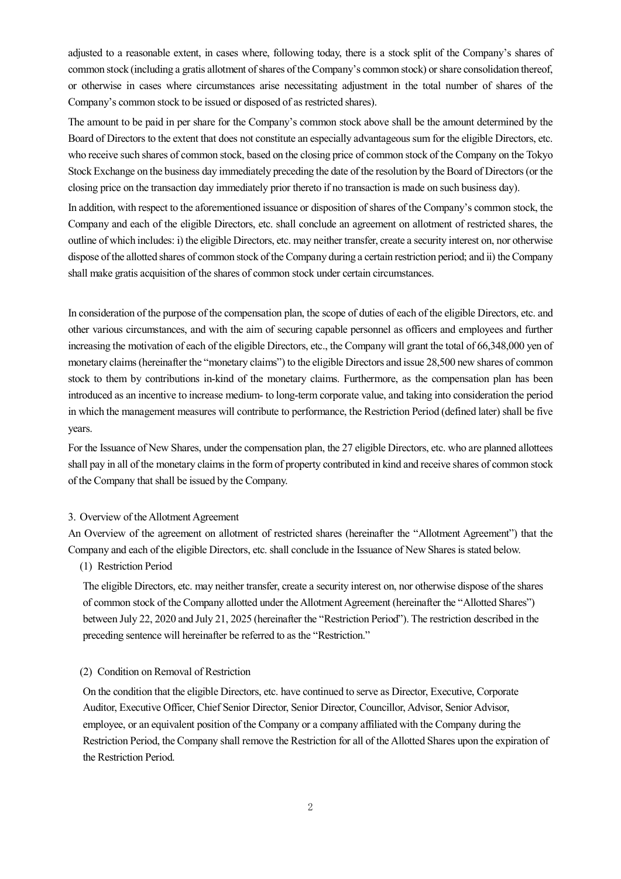adjusted to a reasonable extent, in cases where, following today, there is a stock split of the Company's shares of common stock (including a gratis allotment of shares of the Company's common stock) or share consolidation thereof, or otherwise in cases where circumstances arise necessitating adjustment in the total number of shares of the Company's common stock to be issued or disposed of as restricted shares).

The amount to be paid in per share for the Company's common stock above shall be the amount determined by the Board of Directors to the extent that does not constitute an especially advantageous sum for the eligible Directors, etc. who receive such shares of common stock, based on the closing price of common stock of the Company on the Tokyo Stock Exchange on the business day immediately preceding the date of the resolution by the Board of Directors (or the closing price on the transaction day immediately prior thereto if no transaction is made on such business day).

In addition, with respect to the aforementioned issuance or disposition of shares of the Company's common stock, the Company and each of the eligible Directors, etc. shall conclude an agreement on allotment of restricted shares, the outline of which includes: i) the eligible Directors, etc. may neither transfer, create a security interest on, nor otherwise dispose of the allotted shares of common stock of the Company during a certain restriction period; and ii) the Company shall make gratis acquisition of the shares of common stock under certain circumstances.

In consideration of the purpose of the compensation plan, the scope of duties of each of the eligible Directors, etc. and other various circumstances, and with the aim of securing capable personnel as officers and employees and further increasing the motivation of each of the eligible Directors, etc., the Company will grant the total of 66,348,000 yen of monetary claims (hereinafter the "monetary claims") to the eligible Directors and issue 28,500 new shares of common stock to them by contributions in-kind of the monetary claims. Furthermore, as the compensation plan has been introduced as an incentive to increase medium- to long-term corporate value, and taking into consideration the period in which the management measures will contribute to performance, the Restriction Period (defined later) shall be five years.

For the Issuance of New Shares, under the compensation plan, the 27 eligible Directors, etc. who are planned allottees shall pay in all of the monetary claims in the form of property contributed in kind and receive shares of common stock of the Company that shall be issued by the Company.

3. Overview of the Allotment Agreement

An Overview of the agreement on allotment of restricted shares (hereinafter the "Allotment Agreement") that the Company and each of the eligible Directors, etc. shall conclude in the Issuance of New Shares is stated below.

(1) Restriction Period

The eligible Directors, etc. may neither transfer, create a security interest on, nor otherwise dispose of the shares of common stock of the Company allotted under the Allotment Agreement (hereinafter the "Allotted Shares") between July 22, 2020 and July 21, 2025 (hereinafter the "Restriction Period"). The restriction described in the preceding sentence will hereinafter be referred to as the "Restriction."

(2) Condition on Removal of Restriction

On the condition that the eligible Directors, etc. have continued to serve as Director, Executive, Corporate Auditor, Executive Officer, Chief Senior Director, Senior Director, Councillor, Advisor, Senior Advisor, employee, or an equivalent position of the Company or a company affiliated with the Company during the Restriction Period, the Company shall remove the Restriction for all of the Allotted Shares upon the expiration of the Restriction Period.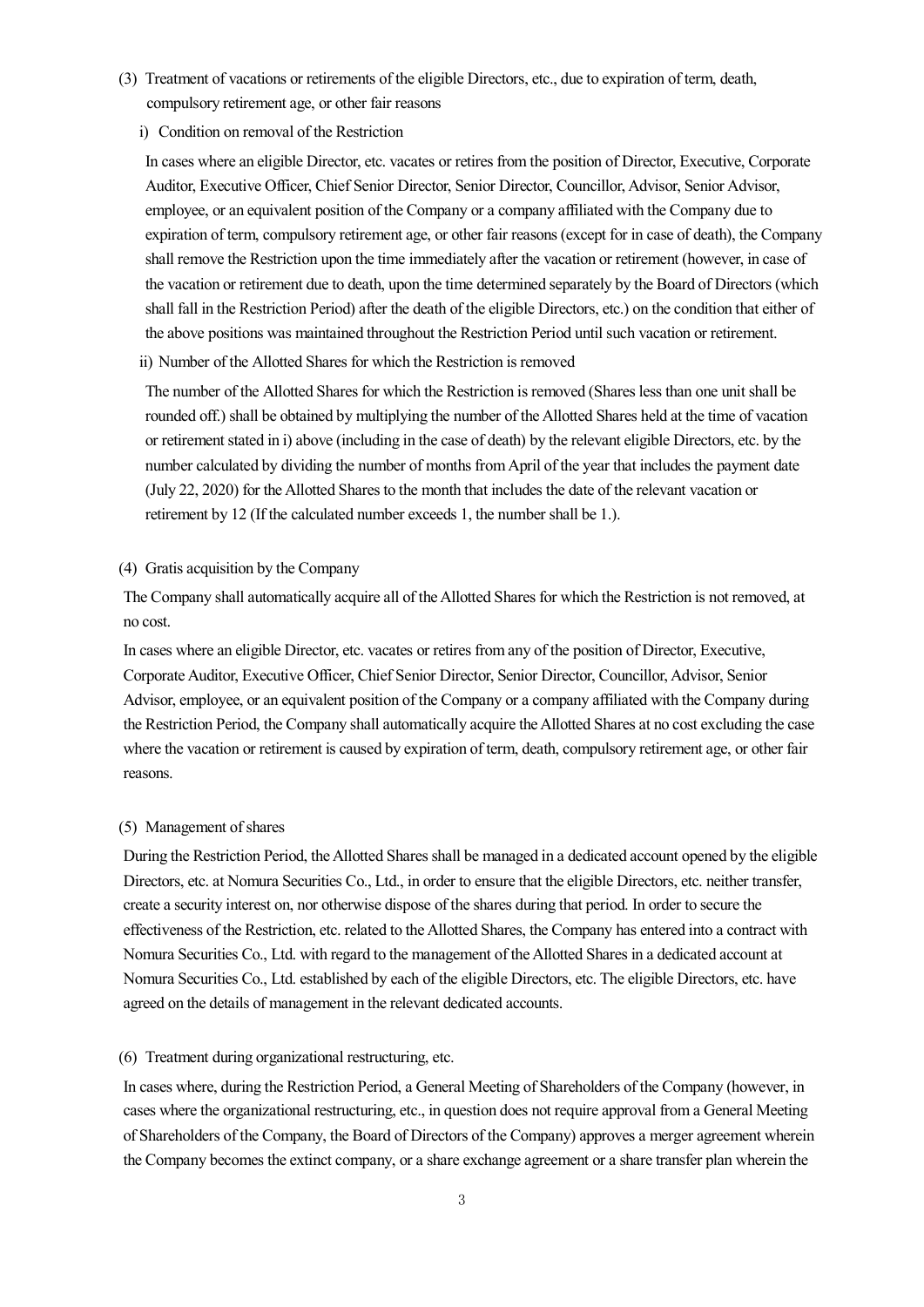(3) Treatment of vacations or retirements of the eligible Directors, etc., due to expiration of term, death, compulsory retirement age, or other fair reasons

i) Condition on removal of the Restriction

In cases where an eligible Director, etc. vacates or retires from the position of Director, Executive, Corporate Auditor, Executive Officer, Chief Senior Director, Senior Director, Councillor, Advisor, Senior Advisor, employee, or an equivalent position of the Company or a company affiliated with the Company due to expiration of term, compulsory retirement age, or other fair reasons (except for in case of death), the Company shall remove the Restriction upon the time immediately after the vacation or retirement (however, in case of the vacation or retirement due to death, upon the time determined separately by the Board of Directors (which shall fall in the Restriction Period) after the death of the eligible Directors, etc.) on the condition that either of the above positions was maintained throughout the Restriction Period until such vacation or retirement.

ii) Number of the Allotted Shares for which the Restriction is removed

The number of the Allotted Shares for which the Restriction is removed (Shares less than one unit shall be rounded off.) shall be obtained by multiplying the number of the Allotted Shares held at the time of vacation or retirement stated in i) above (including in the case of death) by the relevant eligible Directors, etc. by the number calculated by dividing the number of months from April of the year that includes the payment date (July 22, 2020) for the Allotted Shares to the month that includes the date of the relevant vacation or retirement by 12 (If the calculated number exceeds 1, the number shall be 1.).

(4) Gratis acquisition by the Company

The Company shall automatically acquire all of the Allotted Shares for which the Restriction is not removed, at no cost.

In cases where an eligible Director, etc. vacates or retires from any of the position of Director, Executive, Corporate Auditor, Executive Officer, Chief Senior Director, Senior Director, Councillor, Advisor, Senior Advisor, employee, or an equivalent position of the Company or a company affiliated with the Company during the Restriction Period, the Company shall automatically acquire the Allotted Shares at no cost excluding the case where the vacation or retirement is caused by expiration of term, death, compulsory retirement age, or other fair reasons.

(5) Management of shares

During the Restriction Period, the Allotted Shares shall be managed in a dedicated account opened by the eligible Directors, etc. at Nomura Securities Co., Ltd., in order to ensure that the eligible Directors, etc. neither transfer, create a security interest on, nor otherwise dispose of the shares during that period. In order to secure the effectiveness of the Restriction, etc. related to the Allotted Shares, the Company has entered into a contract with Nomura Securities Co., Ltd. with regard to the management of the Allotted Shares in a dedicated account at Nomura Securities Co., Ltd. established by each of the eligible Directors, etc. The eligible Directors, etc. have agreed on the details of management in the relevant dedicated accounts.

(6) Treatment during organizational restructuring, etc.

In cases where, during the Restriction Period, a General Meeting of Shareholders of the Company (however, in cases where the organizational restructuring, etc., in question does not require approval from a General Meeting of Shareholders of the Company, the Board of Directors of the Company) approves a merger agreement wherein the Company becomes the extinct company, or a share exchange agreement or a share transfer plan wherein the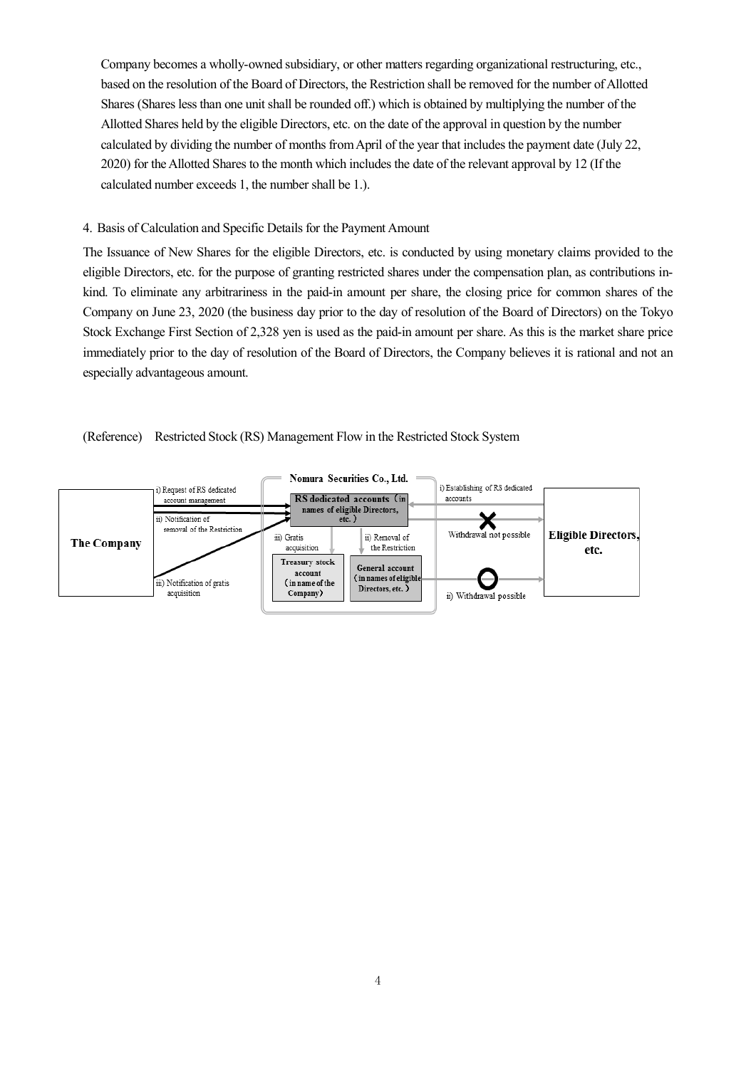Company becomes a wholly-owned subsidiary, or other matters regarding organizational restructuring, etc., based on the resolution of the Board of Directors, the Restriction shall be removed for the number of Allotted Shares (Shares less than one unit shall be rounded off.) which is obtained by multiplying the number of the Allotted Shares held by the eligible Directors, etc. on the date of the approval in question by the number calculated by dividing the number of months from April of the year that includes the payment date (July 22, 2020) for the Allotted Shares to the month which includes the date of the relevant approval by 12 (If the calculated number exceeds 1, the number shall be 1.).

4. Basis of Calculation and Specific Details for the Payment Amount

The Issuance of New Shares for the eligible Directors, etc. is conducted by using monetary claims provided to the eligible Directors, etc. for the purpose of granting restricted shares under the compensation plan, as contributions in-kind. To eliminate any arbitrariness in the paid-in amount per share, the closing price for common shares of the Company on June 23, 2020 (the business day prior to the day of resolution of the Board of Directors) on the Tokyo Stock Exchange First Section of 2,328 yen is used as the paid-in amount per share. As this is the market share price immediately prior to the day of resolution of the Board of Directors, the Company believes it is rational and not an especially advantageous amount.

(Reference) Restricted Stock (RS) Management Flow in the Restricted Stock System

The Company

i) Request of RS dedicated account management

ii) Notification of removal of the Restriction

iii) Notification of gratis acquisition

Nomura Securities Co., Ltd.

RS dedicated accounts (in names of eligible Directors, etc.)

iii) Gratis acquisition

ii) Removal of the Restriction

Treasury stock account (in name of the Company)

General account (in names of eligible Directors, etc.)

i) Establishing of RS dedicated accounts

Withdrawal not possible

ii) Withdrawal possible

Eligible Directors, etc.